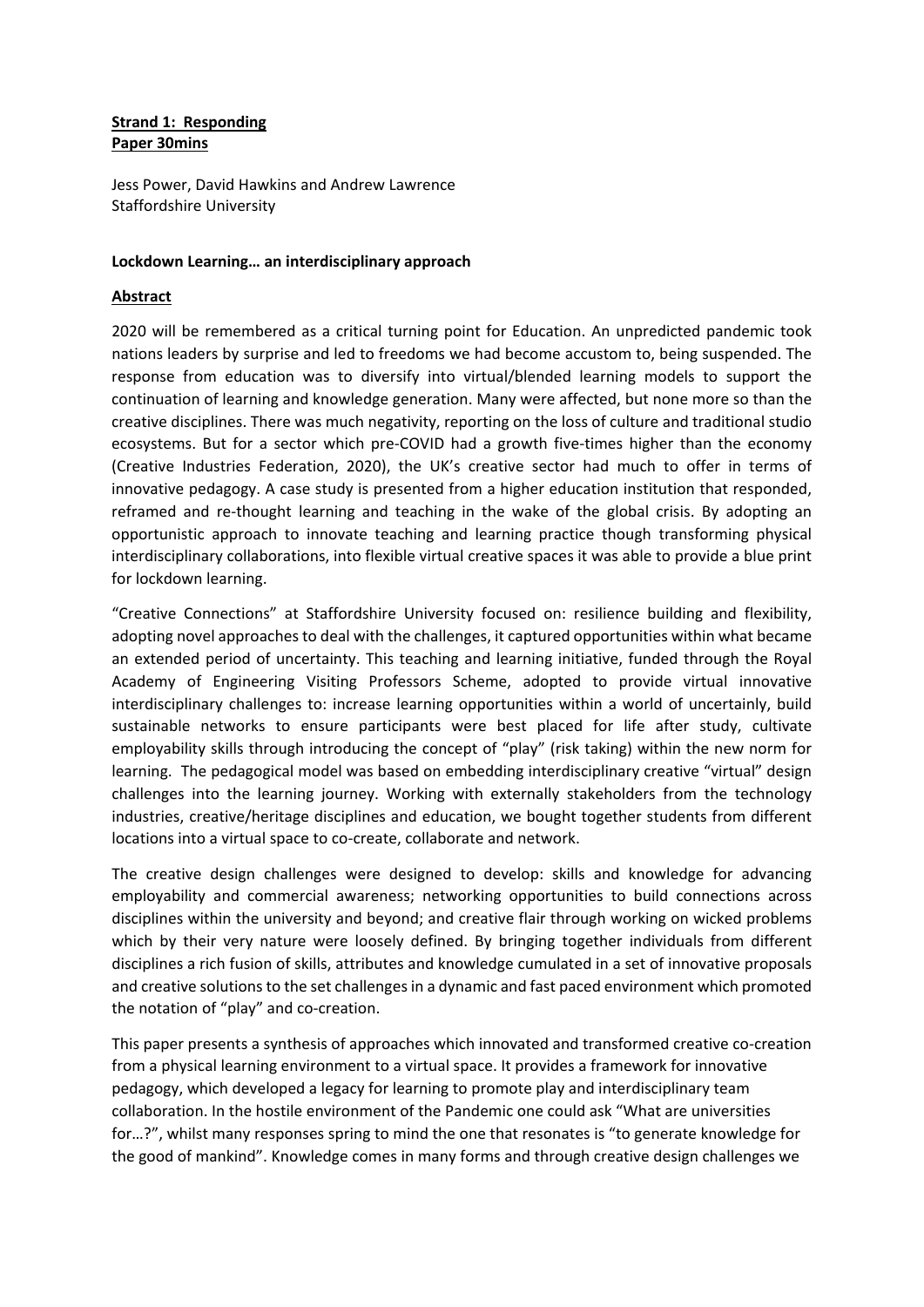**Strand 1: Responding**
**Paper 30mins**

Jess Power, David Hawkins and Andrew Lawrence
Staffordshire University

**Lockdown Learning… an interdisciplinary approach**

## Abstract

2020 will be remembered as a critical turning point for Education. An unpredicted pandemic took nations leaders by surprise and led to freedoms we had become accustom to, being suspended. The response from education was to diversify into virtual/blended learning models to support the continuation of learning and knowledge generation. Many were affected, but none more so than the creative disciplines. There was much negativity, reporting on the loss of culture and traditional studio ecosystems. But for a sector which pre-COVID had a growth five-times higher than the economy (Creative Industries Federation, 2020), the UK's creative sector had much to offer in terms of innovative pedagogy. A case study is presented from a higher education institution that responded, reframed and re-thought learning and teaching in the wake of the global crisis. By adopting an opportunistic approach to innovate teaching and learning practice though transforming physical interdisciplinary collaborations, into flexible virtual creative spaces it was able to provide a blue print for lockdown learning.

"Creative Connections" at Staffordshire University focused on: resilience building and flexibility, adopting novel approaches to deal with the challenges, it captured opportunities within what became an extended period of uncertainty. This teaching and learning initiative, funded through the Royal Academy of Engineering Visiting Professors Scheme, adopted to provide virtual innovative interdisciplinary challenges to: increase learning opportunities within a world of uncertainly, build sustainable networks to ensure participants were best placed for life after study, cultivate employability skills through introducing the concept of "play" (risk taking) within the new norm for learning. The pedagogical model was based on embedding interdisciplinary creative "virtual" design challenges into the learning journey. Working with externally stakeholders from the technology industries, creative/heritage disciplines and education, we bought together students from different locations into a virtual space to co-create, collaborate and network.

The creative design challenges were designed to develop: skills and knowledge for advancing employability and commercial awareness; networking opportunities to build connections across disciplines within the university and beyond; and creative flair through working on wicked problems which by their very nature were loosely defined. By bringing together individuals from different disciplines a rich fusion of skills, attributes and knowledge cumulated in a set of innovative proposals and creative solutions to the set challenges in a dynamic and fast paced environment which promoted the notation of "play" and co-creation.

This paper presents a synthesis of approaches which innovated and transformed creative co-creation from a physical learning environment to a virtual space. It provides a framework for innovative pedagogy, which developed a legacy for learning to promote play and interdisciplinary team collaboration. In the hostile environment of the Pandemic one could ask "What are universities for…?", whilst many responses spring to mind the one that resonates is "to generate knowledge for the good of mankind". Knowledge comes in many forms and through creative design challenges we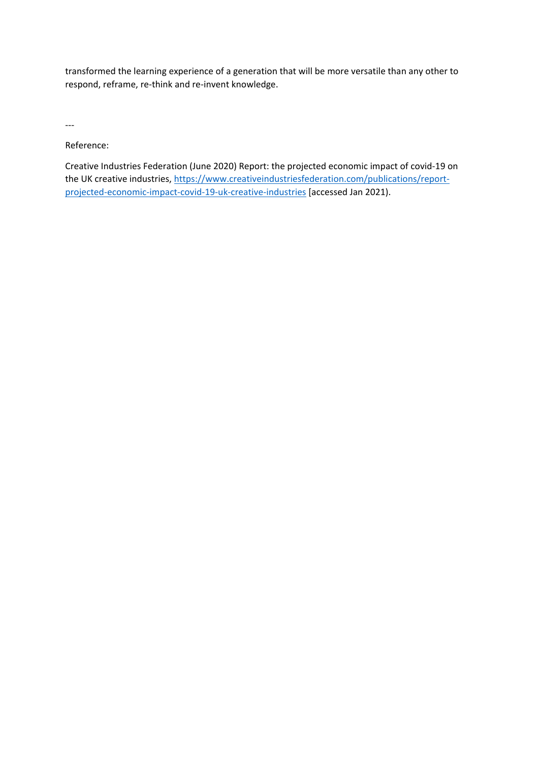transformed the learning experience of a generation that will be more versatile than any other to respond, reframe, re-think and re-invent knowledge.

---

Reference:

Creative Industries Federation (June 2020) Report: the projected economic impact of covid-19 on the UK creative industries, [https://www.creativeindustriesfederation.com/publications/report-projected-economic-impact-covid-19-uk-creative-industries](https://www.creativeindustriesfederation.com/publications/report-projected-economic-impact-covid-19-uk-creative-industries) [accessed Jan 2021).